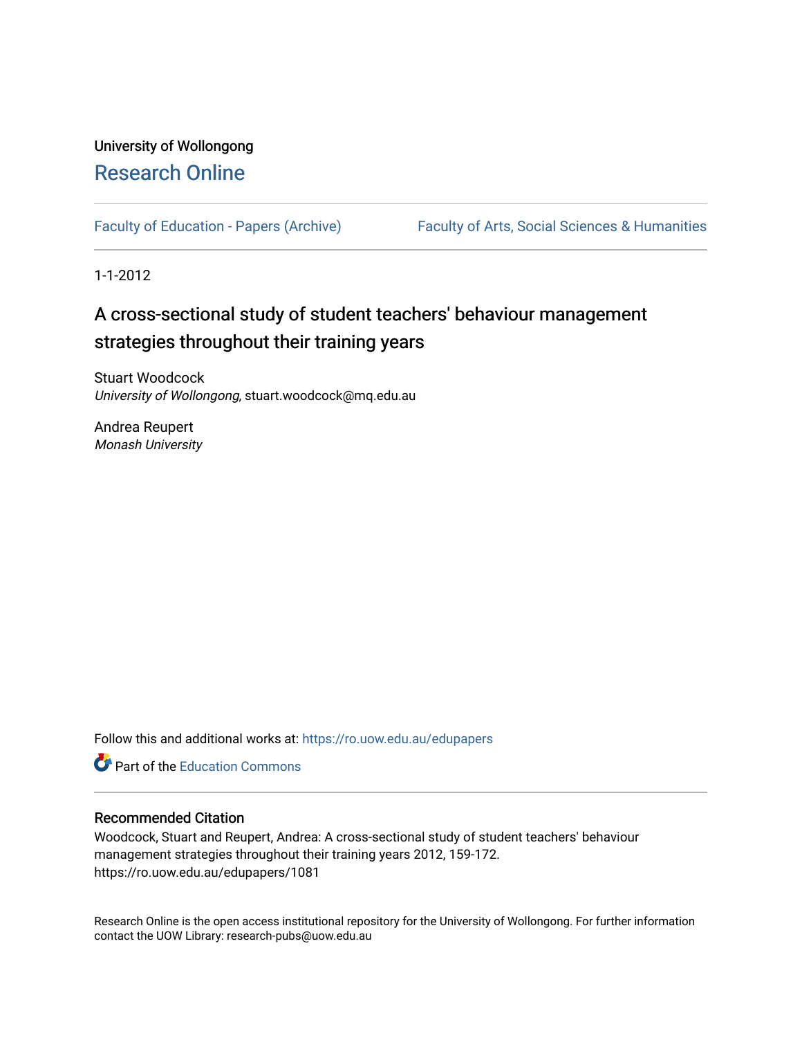University of Wollongong

# Research Online

Faculty of Education - Papers (Archive) Faculty of Arts, Social Sciences & Humanities

1-1-2012

## A cross-sectional study of student teachers' behaviour management strategies throughout their training years

Stuart Woodcock
*University of Wollongong*, stuart.woodcock@mq.edu.au

Andrea Reupert
*Monash University*

Follow this and additional works at: https://ro.uow.edu.au/edupapers

Part of the Education Commons

### Recommended Citation

Woodcock, Stuart and Reupert, Andrea: A cross-sectional study of student teachers' behaviour management strategies throughout their training years 2012, 159-172.
https://ro.uow.edu.au/edupapers/1081

Research Online is the open access institutional repository for the University of Wollongong. For further information contact the UOW Library: research-pubs@uow.edu.au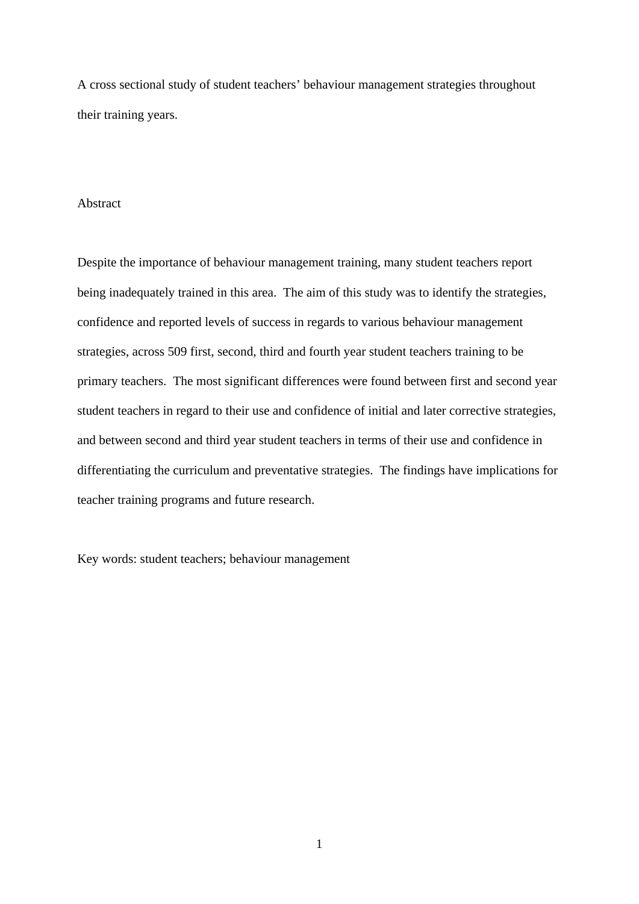# A cross sectional study of student teachers' behaviour management strategies throughout their training years.

## Abstract

Despite the importance of behaviour management training, many student teachers report being inadequately trained in this area. The aim of this study was to identify the strategies, confidence and reported levels of success in regards to various behaviour management strategies, across 509 first, second, third and fourth year student teachers training to be primary teachers. The most significant differences were found between first and second year student teachers in regard to their use and confidence of initial and later corrective strategies, and between second and third year student teachers in terms of their use and confidence in differentiating the curriculum and preventative strategies. The findings have implications for teacher training programs and future research.

Key words: student teachers; behaviour management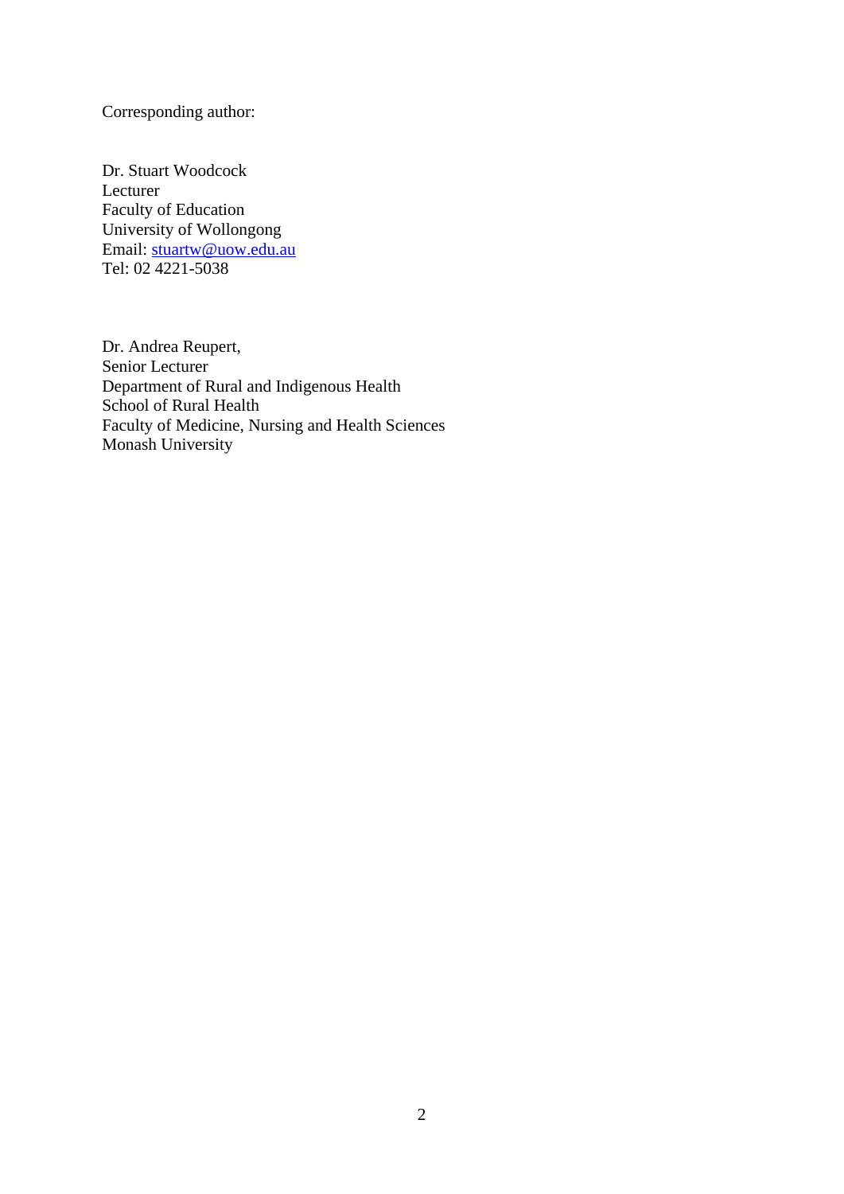Corresponding author:

Dr. Stuart Woodcock  
Lecturer  
Faculty of Education  
University of Wollongong  
Email: stuartw@uow.edu.au  
Tel: 02 4221-5038

Dr. Andrea Reupert,  
Senior Lecturer  
Department of Rural and Indigenous Health  
School of Rural Health  
Faculty of Medicine, Nursing and Health Sciences  
Monash University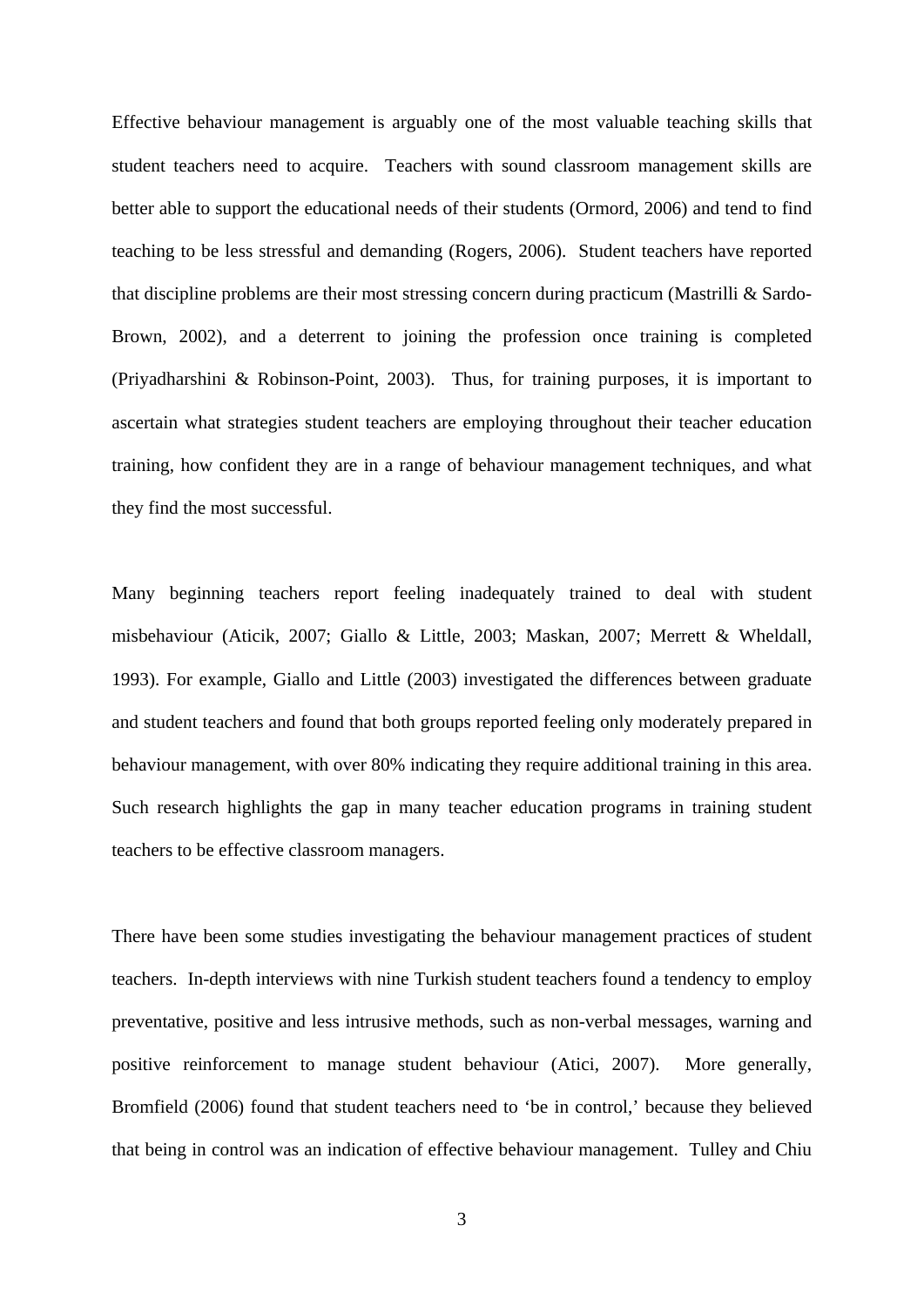Effective behaviour management is arguably one of the most valuable teaching skills that student teachers need to acquire. Teachers with sound classroom management skills are better able to support the educational needs of their students (Ormord, 2006) and tend to find teaching to be less stressful and demanding (Rogers, 2006). Student teachers have reported that discipline problems are their most stressing concern during practicum (Mastrilli & Sardo-Brown, 2002), and a deterrent to joining the profession once training is completed (Priyadharshini & Robinson-Point, 2003). Thus, for training purposes, it is important to ascertain what strategies student teachers are employing throughout their teacher education training, how confident they are in a range of behaviour management techniques, and what they find the most successful.

Many beginning teachers report feeling inadequately trained to deal with student misbehaviour (Aticik, 2007; Giallo & Little, 2003; Maskan, 2007; Merrett & Wheldall, 1993). For example, Giallo and Little (2003) investigated the differences between graduate and student teachers and found that both groups reported feeling only moderately prepared in behaviour management, with over 80% indicating they require additional training in this area. Such research highlights the gap in many teacher education programs in training student teachers to be effective classroom managers.

There have been some studies investigating the behaviour management practices of student teachers. In-depth interviews with nine Turkish student teachers found a tendency to employ preventative, positive and less intrusive methods, such as non-verbal messages, warning and positive reinforcement to manage student behaviour (Atici, 2007). More generally, Bromfield (2006) found that student teachers need to 'be in control,' because they believed that being in control was an indication of effective behaviour management. Tulley and Chiu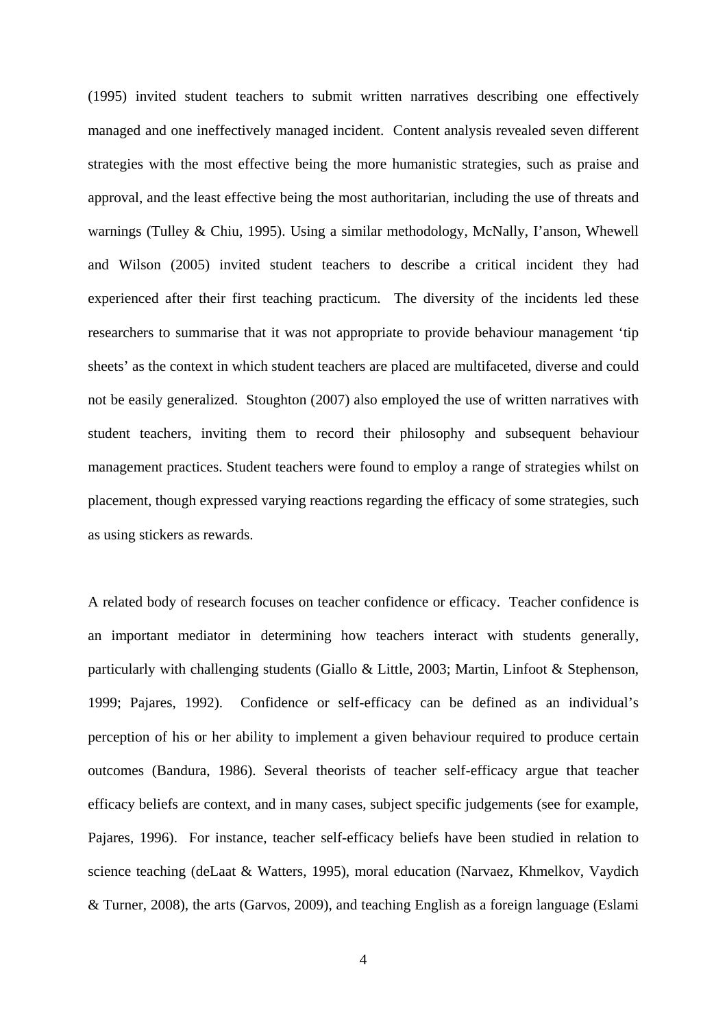(1995) invited student teachers to submit written narratives describing one effectively managed and one ineffectively managed incident. Content analysis revealed seven different strategies with the most effective being the more humanistic strategies, such as praise and approval, and the least effective being the most authoritarian, including the use of threats and warnings (Tulley & Chiu, 1995). Using a similar methodology, McNally, I'anson, Whewell and Wilson (2005) invited student teachers to describe a critical incident they had experienced after their first teaching practicum. The diversity of the incidents led these researchers to summarise that it was not appropriate to provide behaviour management 'tip sheets' as the context in which student teachers are placed are multifaceted, diverse and could not be easily generalized. Stoughton (2007) also employed the use of written narratives with student teachers, inviting them to record their philosophy and subsequent behaviour management practices. Student teachers were found to employ a range of strategies whilst on placement, though expressed varying reactions regarding the efficacy of some strategies, such as using stickers as rewards.

A related body of research focuses on teacher confidence or efficacy. Teacher confidence is an important mediator in determining how teachers interact with students generally, particularly with challenging students (Giallo & Little, 2003; Martin, Linfoot & Stephenson, 1999; Pajares, 1992). Confidence or self-efficacy can be defined as an individual's perception of his or her ability to implement a given behaviour required to produce certain outcomes (Bandura, 1986). Several theorists of teacher self-efficacy argue that teacher efficacy beliefs are context, and in many cases, subject specific judgements (see for example, Pajares, 1996). For instance, teacher self-efficacy beliefs have been studied in relation to science teaching (deLaat & Watters, 1995), moral education (Narvaez, Khmelkov, Vaydich & Turner, 2008), the arts (Garvos, 2009), and teaching English as a foreign language (Eslami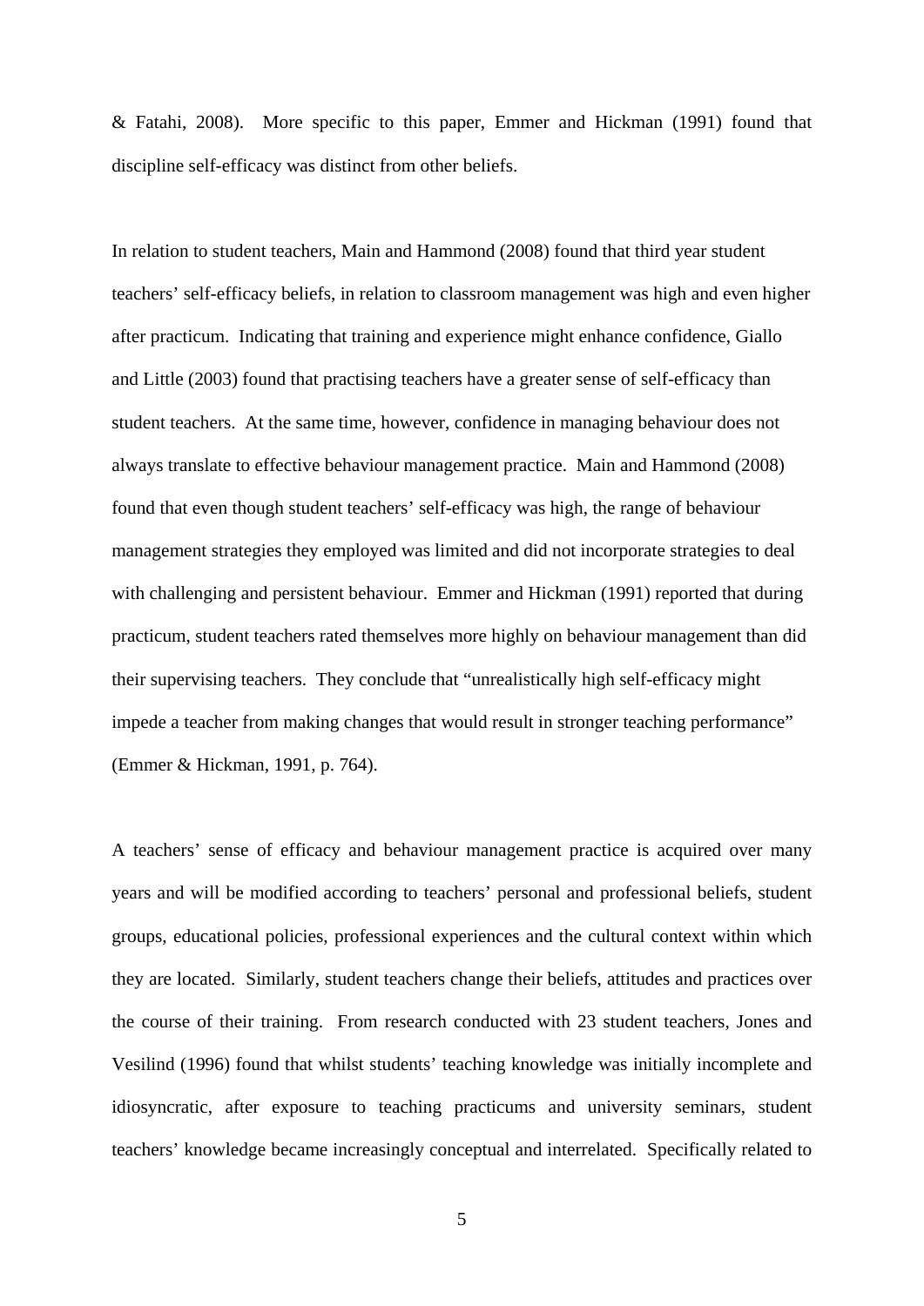& Fatahi, 2008). More specific to this paper, Emmer and Hickman (1991) found that discipline self-efficacy was distinct from other beliefs.

In relation to student teachers, Main and Hammond (2008) found that third year student teachers' self-efficacy beliefs, in relation to classroom management was high and even higher after practicum. Indicating that training and experience might enhance confidence, Giallo and Little (2003) found that practising teachers have a greater sense of self-efficacy than student teachers. At the same time, however, confidence in managing behaviour does not always translate to effective behaviour management practice. Main and Hammond (2008) found that even though student teachers' self-efficacy was high, the range of behaviour management strategies they employed was limited and did not incorporate strategies to deal with challenging and persistent behaviour. Emmer and Hickman (1991) reported that during practicum, student teachers rated themselves more highly on behaviour management than did their supervising teachers. They conclude that "unrealistically high self-efficacy might impede a teacher from making changes that would result in stronger teaching performance" (Emmer & Hickman, 1991, p. 764).

A teachers' sense of efficacy and behaviour management practice is acquired over many years and will be modified according to teachers' personal and professional beliefs, student groups, educational policies, professional experiences and the cultural context within which they are located. Similarly, student teachers change their beliefs, attitudes and practices over the course of their training. From research conducted with 23 student teachers, Jones and Vesilind (1996) found that whilst students' teaching knowledge was initially incomplete and idiosyncratic, after exposure to teaching practicums and university seminars, student teachers' knowledge became increasingly conceptual and interrelated. Specifically related to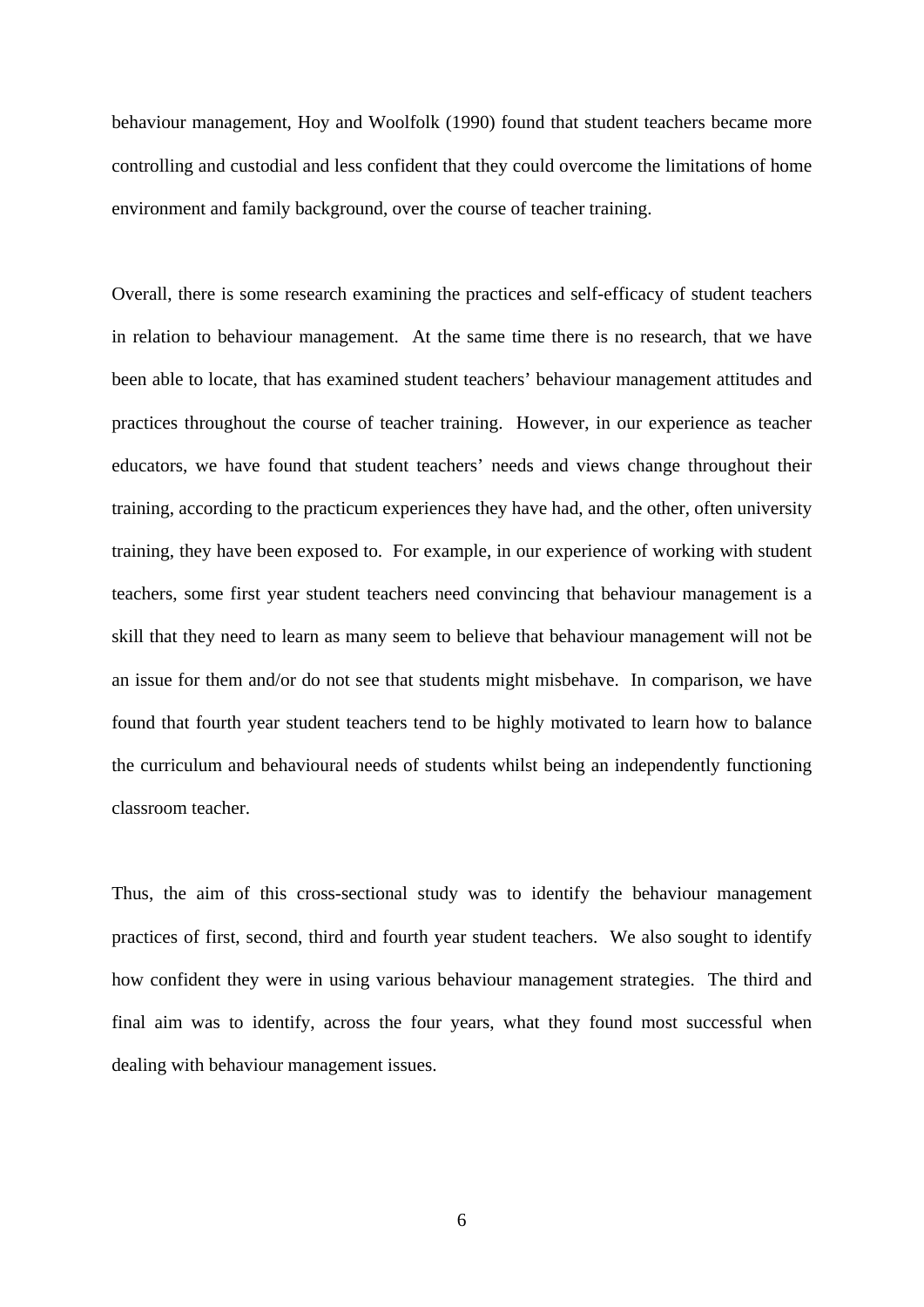behaviour management, Hoy and Woolfolk (1990) found that student teachers became more controlling and custodial and less confident that they could overcome the limitations of home environment and family background, over the course of teacher training.

Overall, there is some research examining the practices and self-efficacy of student teachers in relation to behaviour management. At the same time there is no research, that we have been able to locate, that has examined student teachers' behaviour management attitudes and practices throughout the course of teacher training. However, in our experience as teacher educators, we have found that student teachers' needs and views change throughout their training, according to the practicum experiences they have had, and the other, often university training, they have been exposed to. For example, in our experience of working with student teachers, some first year student teachers need convincing that behaviour management is a skill that they need to learn as many seem to believe that behaviour management will not be an issue for them and/or do not see that students might misbehave. In comparison, we have found that fourth year student teachers tend to be highly motivated to learn how to balance the curriculum and behavioural needs of students whilst being an independently functioning classroom teacher.

Thus, the aim of this cross-sectional study was to identify the behaviour management practices of first, second, third and fourth year student teachers. We also sought to identify how confident they were in using various behaviour management strategies. The third and final aim was to identify, across the four years, what they found most successful when dealing with behaviour management issues.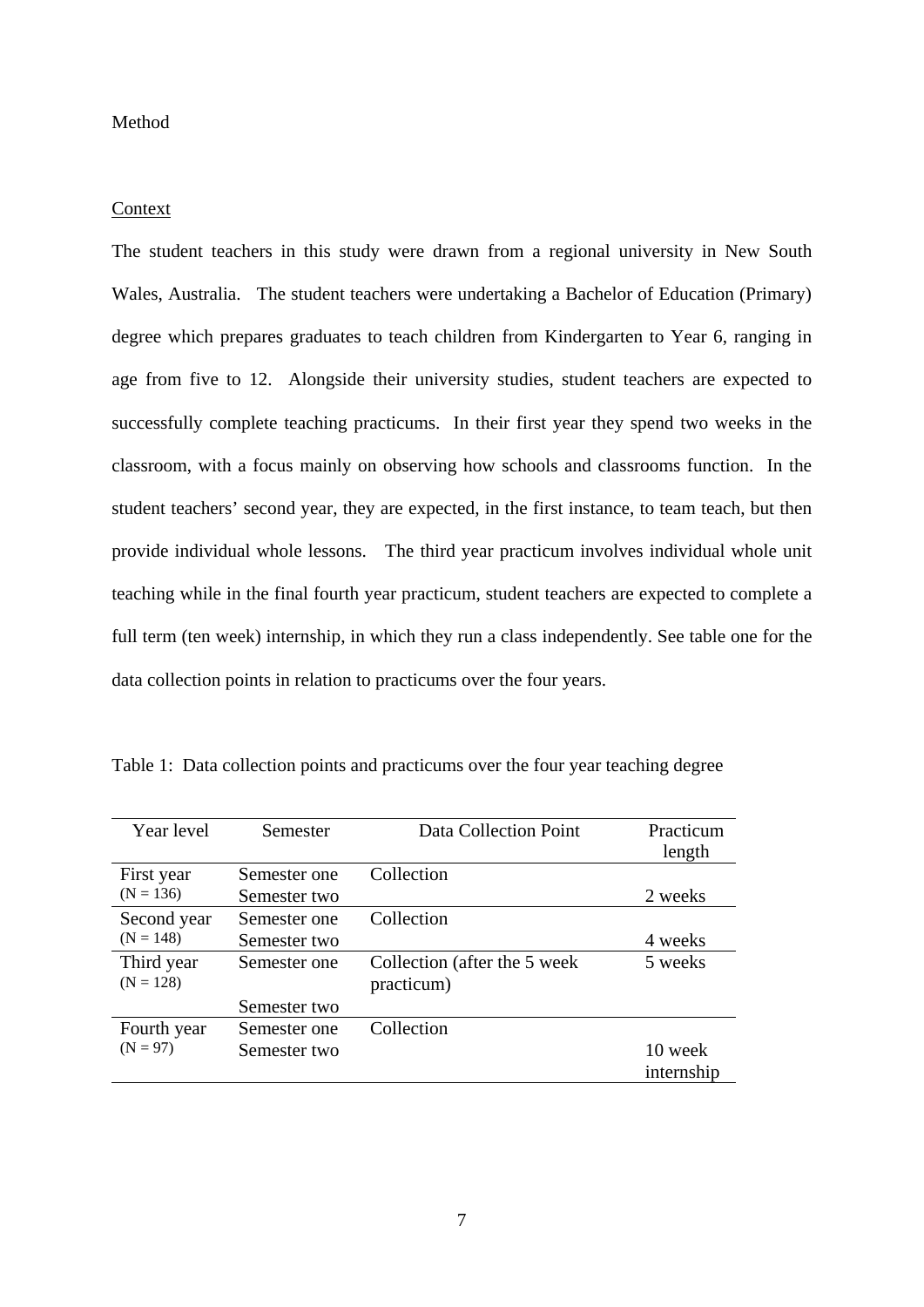Method

Context

The student teachers in this study were drawn from a regional university in New South Wales, Australia. The student teachers were undertaking a Bachelor of Education (Primary) degree which prepares graduates to teach children from Kindergarten to Year 6, ranging in age from five to 12. Alongside their university studies, student teachers are expected to successfully complete teaching practicums. In their first year they spend two weeks in the classroom, with a focus mainly on observing how schools and classrooms function. In the student teachers' second year, they are expected, in the first instance, to team teach, but then provide individual whole lessons. The third year practicum involves individual whole unit teaching while in the final fourth year practicum, student teachers are expected to complete a full term (ten week) internship, in which they run a class independently. See table one for the data collection points in relation to practicums over the four years.

Table 1: Data collection points and practicums over the four year teaching degree

| Year level | Semester | Data Collection Point | Practicum length |
|---|---|---|---|
| First year (N = 136) | Semester one | Collection | |
| | Semester two | | 2 weeks |
| Second year (N = 148) | Semester one | Collection | |
| | Semester two | | 4 weeks |
| Third year (N = 128) | Semester one | Collection (after the 5 week practicum) | 5 weeks |
| | Semester two | | |
| Fourth year (N = 97) | Semester one | Collection | |
| | Semester two | | 10 week internship |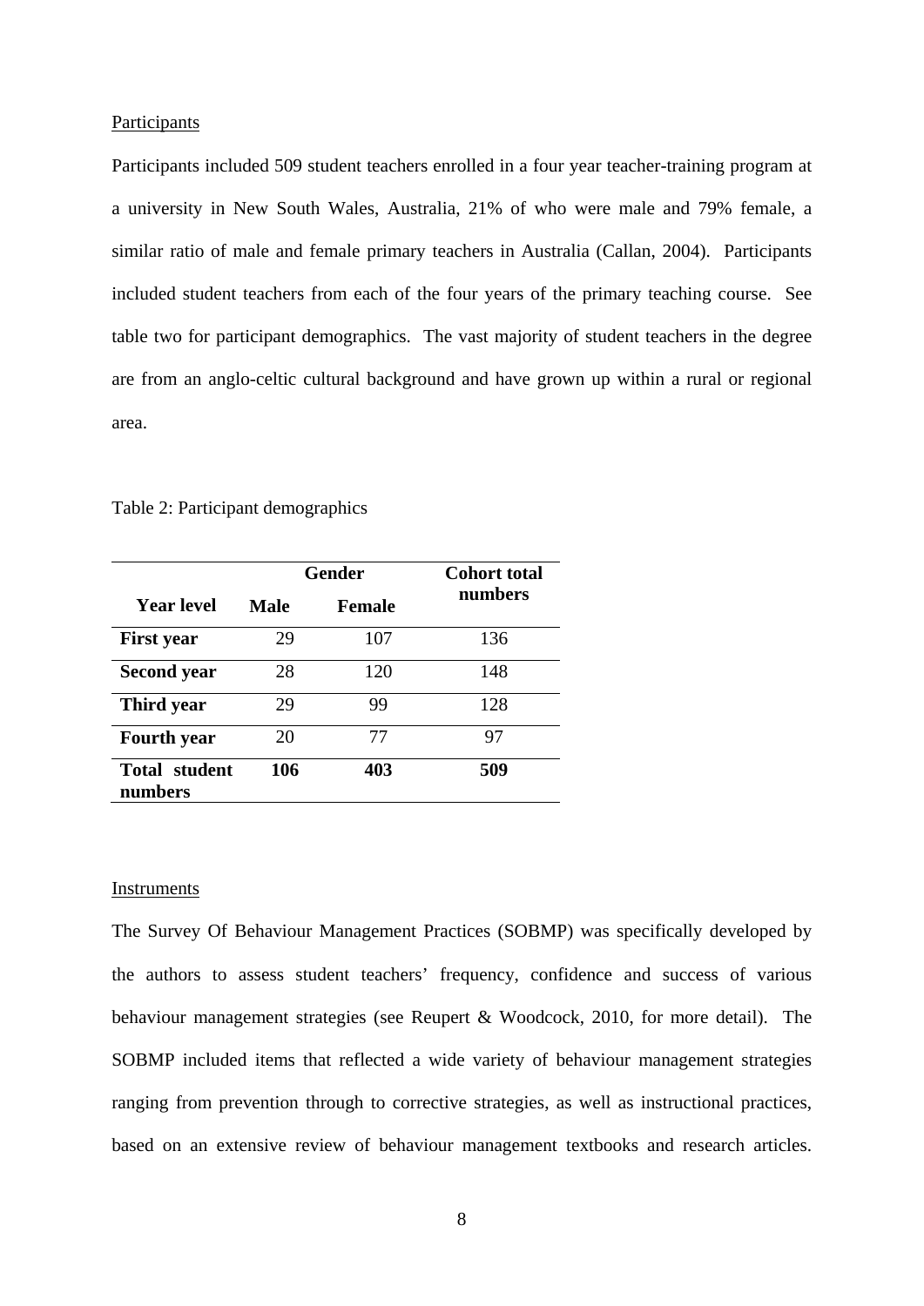Participants

Participants included 509 student teachers enrolled in a four year teacher-training program at a university in New South Wales, Australia, 21% of who were male and 79% female, a similar ratio of male and female primary teachers in Australia (Callan, 2004). Participants included student teachers from each of the four years of the primary teaching course. See table two for participant demographics. The vast majority of student teachers in the degree are from an anglo-celtic cultural background and have grown up within a rural or regional area.

Table 2: Participant demographics

| | Gender | | Cohort total numbers |
|---|---|---|---|
| **Year level** | **Male** | **Female** | |
| **First year** | 29 | 107 | 136 |
| **Second year** | 28 | 120 | 148 |
| **Third year** | 29 | 99 | 128 |
| **Fourth year** | 20 | 77 | 97 |
| **Total student numbers** | **106** | **403** | **509** |

Instruments

The Survey Of Behaviour Management Practices (SOBMP) was specifically developed by the authors to assess student teachers' frequency, confidence and success of various behaviour management strategies (see Reupert & Woodcock, 2010, for more detail). The SOBMP included items that reflected a wide variety of behaviour management strategies ranging from prevention through to corrective strategies, as well as instructional practices, based on an extensive review of behaviour management textbooks and research articles.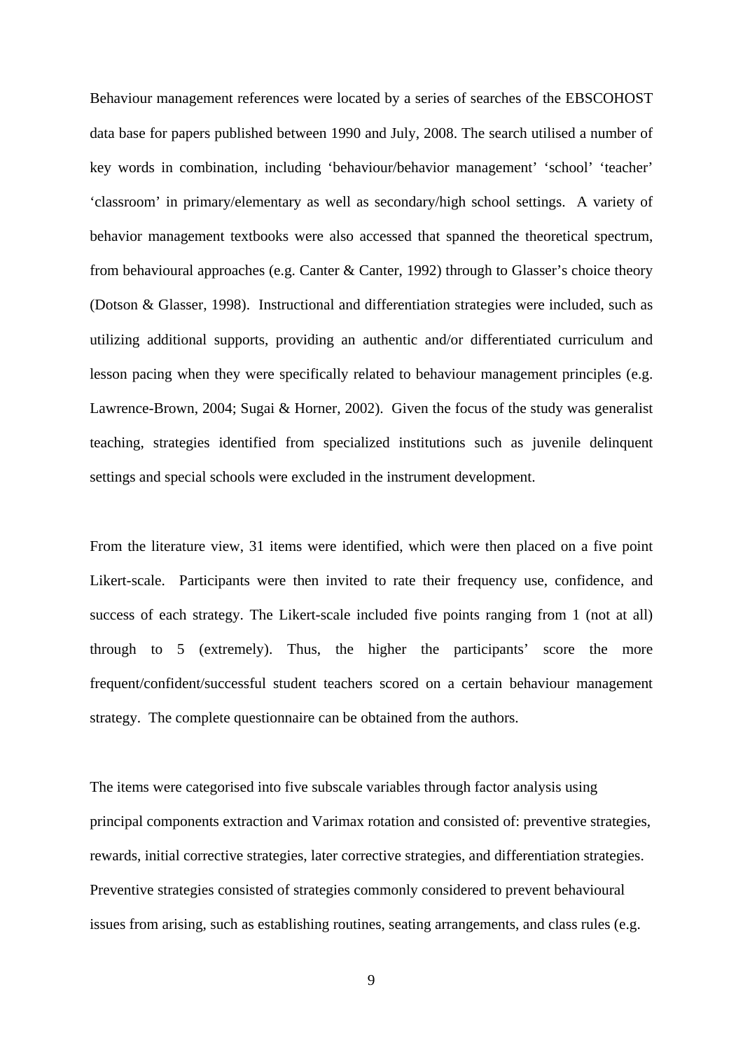Behaviour management references were located by a series of searches of the EBSCOHOST data base for papers published between 1990 and July, 2008. The search utilised a number of key words in combination, including 'behaviour/behavior management' 'school' 'teacher' 'classroom' in primary/elementary as well as secondary/high school settings. A variety of behavior management textbooks were also accessed that spanned the theoretical spectrum, from behavioural approaches (e.g. Canter & Canter, 1992) through to Glasser's choice theory (Dotson & Glasser, 1998). Instructional and differentiation strategies were included, such as utilizing additional supports, providing an authentic and/or differentiated curriculum and lesson pacing when they were specifically related to behaviour management principles (e.g. Lawrence-Brown, 2004; Sugai & Horner, 2002). Given the focus of the study was generalist teaching, strategies identified from specialized institutions such as juvenile delinquent settings and special schools were excluded in the instrument development.

From the literature view, 31 items were identified, which were then placed on a five point Likert-scale. Participants were then invited to rate their frequency use, confidence, and success of each strategy. The Likert-scale included five points ranging from 1 (not at all) through to 5 (extremely). Thus, the higher the participants' score the more frequent/confident/successful student teachers scored on a certain behaviour management strategy. The complete questionnaire can be obtained from the authors.

The items were categorised into five subscale variables through factor analysis using principal components extraction and Varimax rotation and consisted of: preventive strategies, rewards, initial corrective strategies, later corrective strategies, and differentiation strategies. Preventive strategies consisted of strategies commonly considered to prevent behavioural issues from arising, such as establishing routines, seating arrangements, and class rules (e.g.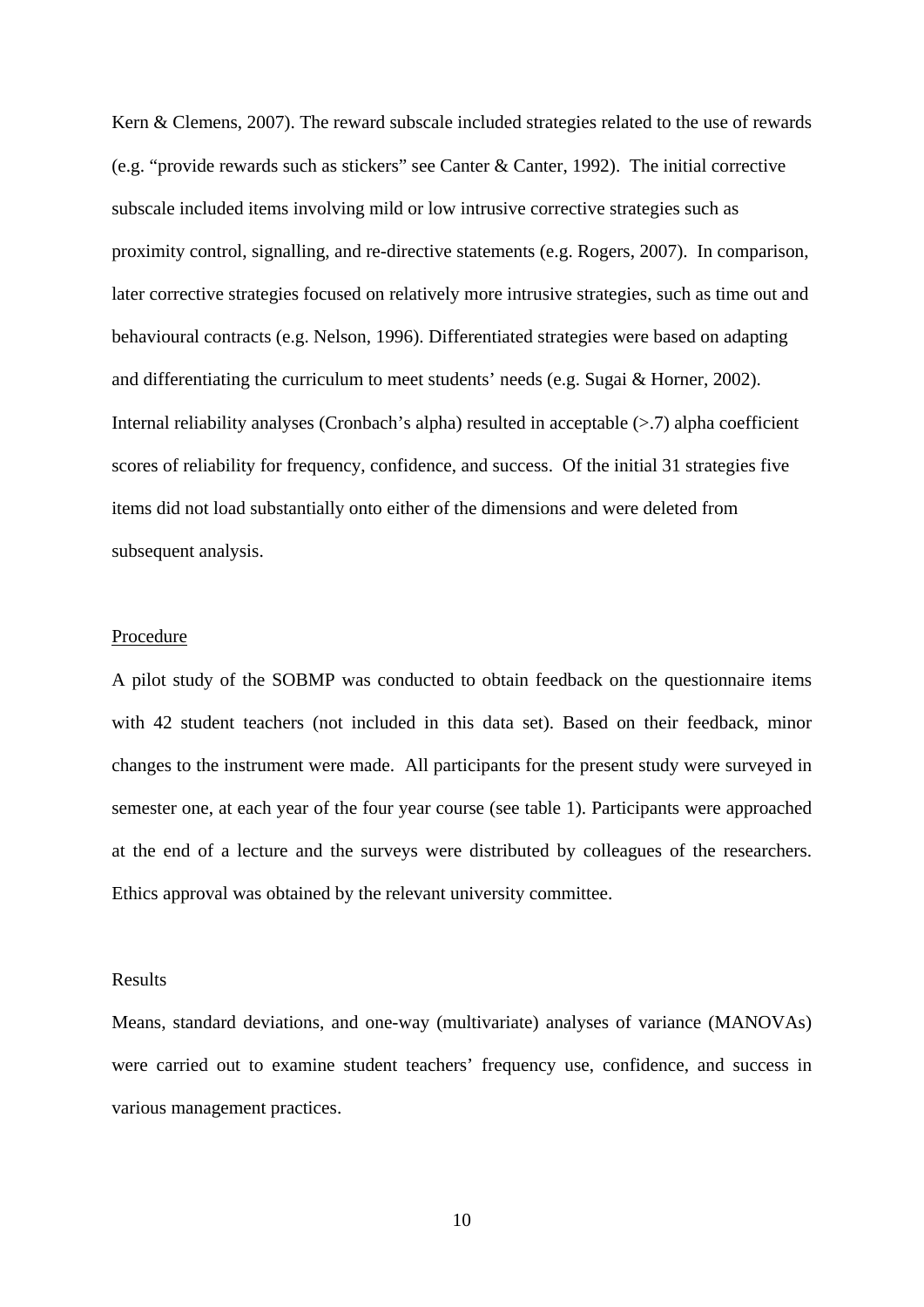Kern & Clemens, 2007). The reward subscale included strategies related to the use of rewards (e.g. "provide rewards such as stickers" see Canter & Canter, 1992). The initial corrective subscale included items involving mild or low intrusive corrective strategies such as proximity control, signalling, and re-directive statements (e.g. Rogers, 2007). In comparison, later corrective strategies focused on relatively more intrusive strategies, such as time out and behavioural contracts (e.g. Nelson, 1996). Differentiated strategies were based on adapting and differentiating the curriculum to meet students' needs (e.g. Sugai & Horner, 2002). Internal reliability analyses (Cronbach's alpha) resulted in acceptable (>.7) alpha coefficient scores of reliability for frequency, confidence, and success. Of the initial 31 strategies five items did not load substantially onto either of the dimensions and were deleted from subsequent analysis.

## Procedure

A pilot study of the SOBMP was conducted to obtain feedback on the questionnaire items with 42 student teachers (not included in this data set). Based on their feedback, minor changes to the instrument were made. All participants for the present study were surveyed in semester one, at each year of the four year course (see table 1). Participants were approached at the end of a lecture and the surveys were distributed by colleagues of the researchers. Ethics approval was obtained by the relevant university committee.

## Results

Means, standard deviations, and one-way (multivariate) analyses of variance (MANOVAs) were carried out to examine student teachers' frequency use, confidence, and success in various management practices.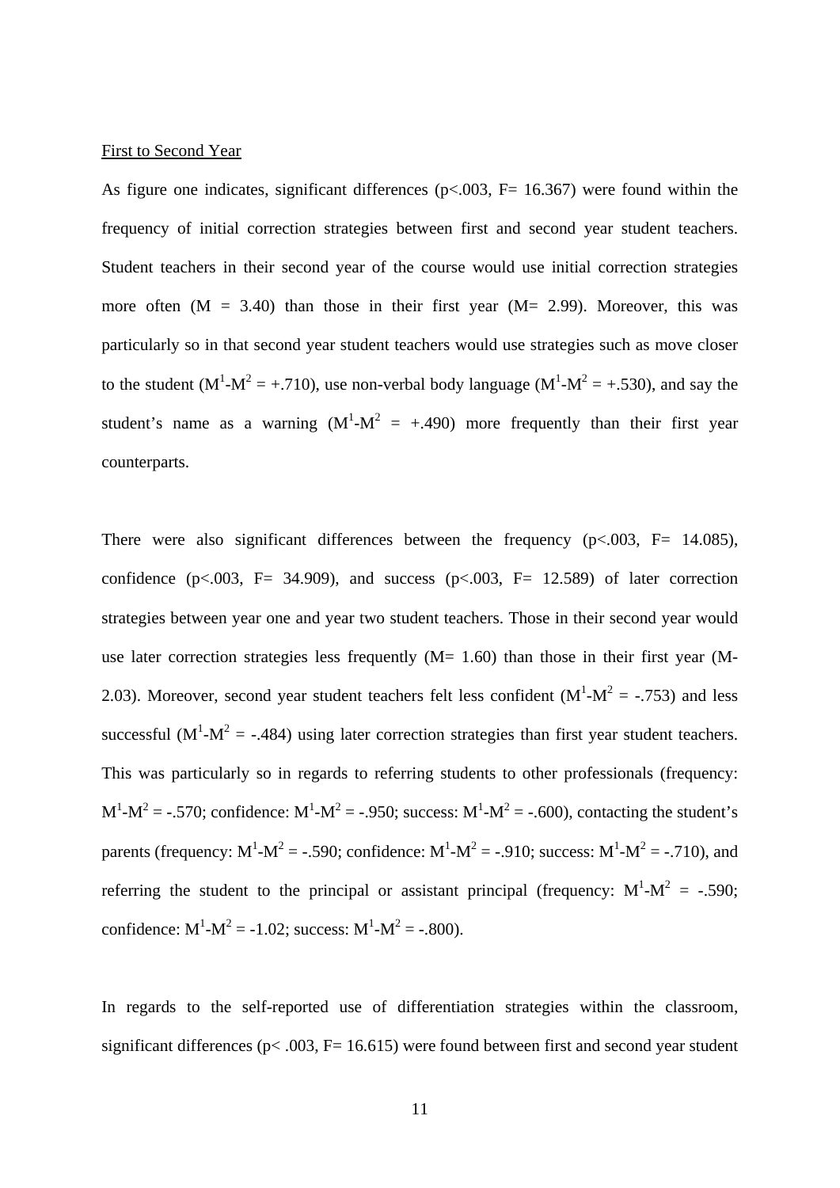First to Second Year

As figure one indicates, significant differences ($p<.003$, $F= 16.367$) were found within the frequency of initial correction strategies between first and second year student teachers. Student teachers in their second year of the course would use initial correction strategies more often ($M = 3.40$) than those in their first year ($M= 2.99$). Moreover, this was particularly so in that second year student teachers would use strategies such as move closer to the student ($M^1$-$M^2$ = +.710), use non-verbal body language ($M^1$-$M^2$ = +.530), and say the student's name as a warning ($M^1$-$M^2$ = +.490) more frequently than their first year counterparts.

There were also significant differences between the frequency ($p<.003$, $F= 14.085$), confidence ($p<.003$, $F= 34.909$), and success ($p<.003$, $F= 12.589$) of later correction strategies between year one and year two student teachers. Those in their second year would use later correction strategies less frequently ($M= 1.60$) than those in their first year (M-2.03). Moreover, second year student teachers felt less confident ($M^1$-$M^2$ = -.753) and less successful ($M^1$-$M^2$ = -.484) using later correction strategies than first year student teachers. This was particularly so in regards to referring students to other professionals (frequency: $M^1$-$M^2$ = -.570; confidence: $M^1$-$M^2$ = -.950; success: $M^1$-$M^2$ = -.600), contacting the student's parents (frequency: $M^1$-$M^2$ = -.590; confidence: $M^1$-$M^2$ = -.910; success: $M^1$-$M^2$ = -.710), and referring the student to the principal or assistant principal (frequency: $M^1$-$M^2$ = -.590; confidence: $M^1$-$M^2$ = -1.02; success: $M^1$-$M^2$ = -.800).

In regards to the self-reported use of differentiation strategies within the classroom, significant differences ($p< .003$, $F= 16.615$) were found between first and second year student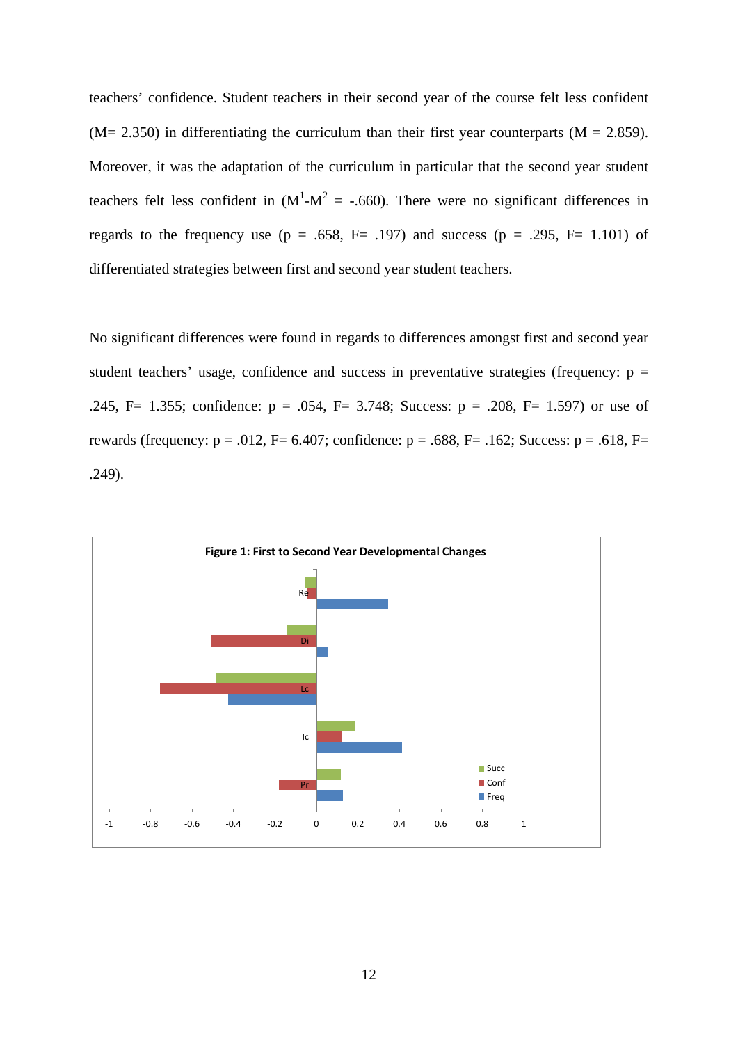teachers' confidence. Student teachers in their second year of the course felt less confident (M= 2.350) in differentiating the curriculum than their first year counterparts (M = 2.859). Moreover, it was the adaptation of the curriculum in particular that the second year student teachers felt less confident in ($M^1$-$M^2$ = -.660). There were no significant differences in regards to the frequency use (p = .658, F= .197) and success (p = .295, F= 1.101) of differentiated strategies between first and second year student teachers.

No significant differences were found in regards to differences amongst first and second year student teachers' usage, confidence and success in preventative strategies (frequency: p = .245, F= 1.355; confidence: p = .054, F= 3.748; Success: p = .208, F= 1.597) or use of rewards (frequency: p = .012, F= 6.407; confidence: p = .688, F= .162; Success: p = .618, F= .249).

**Figure 1: First to Second Year Developmental Changes**

Re, Di, Lc, Ic, Pr

Succ, Conf, Freq

-1, -0.8, -0.6, -0.4, -0.2, 0, 0.2, 0.4, 0.6, 0.8, 1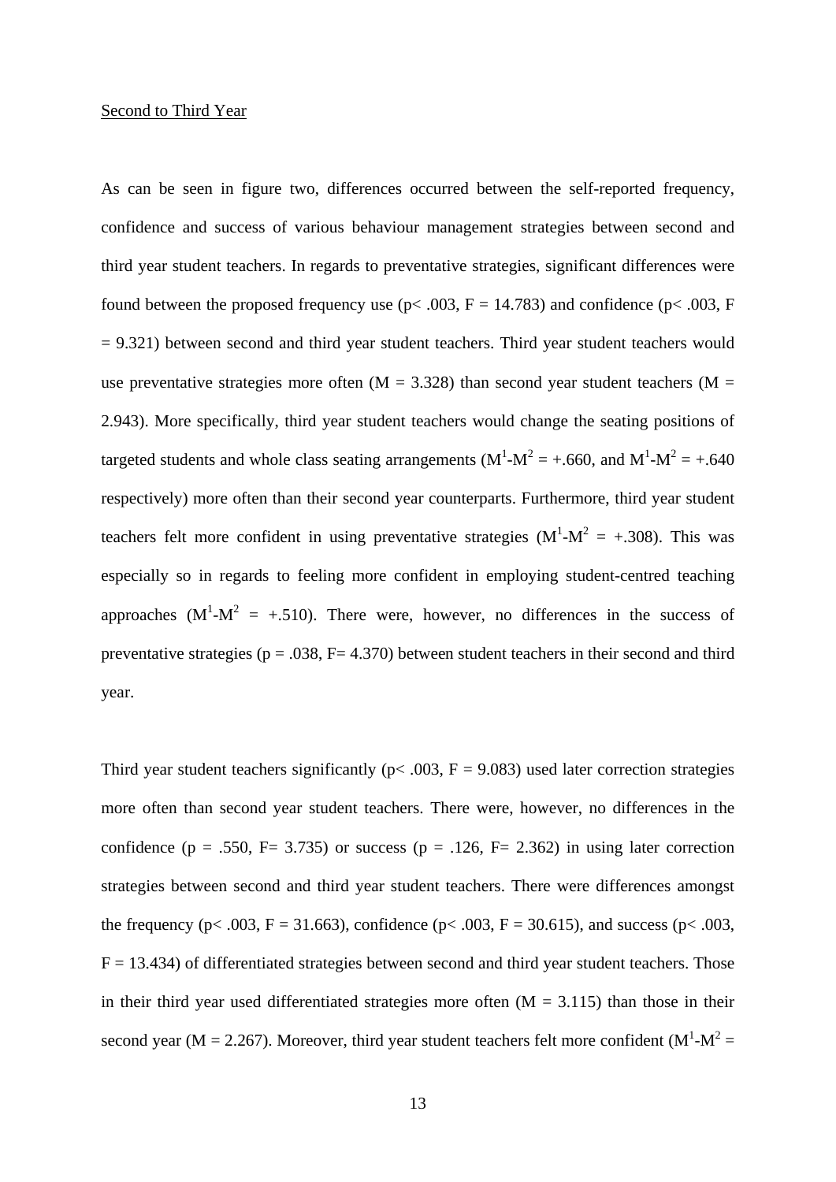Second to Third Year

As can be seen in figure two, differences occurred between the self-reported frequency, confidence and success of various behaviour management strategies between second and third year student teachers. In regards to preventative strategies, significant differences were found between the proposed frequency use ($p < .003$, $F = 14.783$) and confidence ($p < .003$, $F = 9.321$) between second and third year student teachers. Third year student teachers would use preventative strategies more often ($M = 3.328$) than second year student teachers ($M = 2.943$). More specifically, third year student teachers would change the seating positions of targeted students and whole class seating arrangements ($M^1$-$M^2$ = +.660, and $M^1$-$M^2$ = +.640 respectively) more often than their second year counterparts. Furthermore, third year student teachers felt more confident in using preventative strategies ($M^1$-$M^2$ = +.308). This was especially so in regards to feeling more confident in employing student-centred teaching approaches ($M^1$-$M^2$ = +.510). There were, however, no differences in the success of preventative strategies ($p = .038$, $F = 4.370$) between student teachers in their second and third year.

Third year student teachers significantly ($p < .003$, $F = 9.083$) used later correction strategies more often than second year student teachers. There were, however, no differences in the confidence ($p = .550$, $F = 3.735$) or success ($p = .126$, $F = 2.362$) in using later correction strategies between second and third year student teachers. There were differences amongst the frequency ($p < .003$, $F = 31.663$), confidence ($p < .003$, $F = 30.615$), and success ($p < .003$, $F = 13.434$) of differentiated strategies between second and third year student teachers. Those in their third year used differentiated strategies more often ($M = 3.115$) than those in their second year ($M = 2.267$). Moreover, third year student teachers felt more confident ($M^1$-$M^2$ =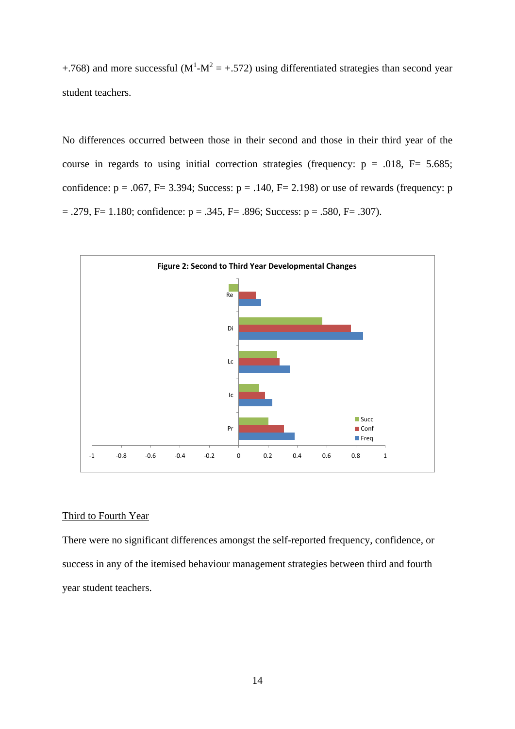+.768) and more successful ($M^1$-$M^2$ = +.572) using differentiated strategies than second year student teachers.

No differences occurred between those in their second and those in their third year of the course in regards to using initial correction strategies (frequency: $p = .018$, $F = 5.685$; confidence: $p = .067$, $F = 3.394$; Success: $p = .140$, $F = 2.198$) or use of rewards (frequency: $p = .279$, $F = 1.180$; confidence: $p = .345$, $F = .896$; Success: $p = .580$, $F = .307$).

**Figure 2: Second to Third Year Developmental Changes**

## Third to Fourth Year

There were no significant differences amongst the self-reported frequency, confidence, or success in any of the itemised behaviour management strategies between third and fourth year student teachers.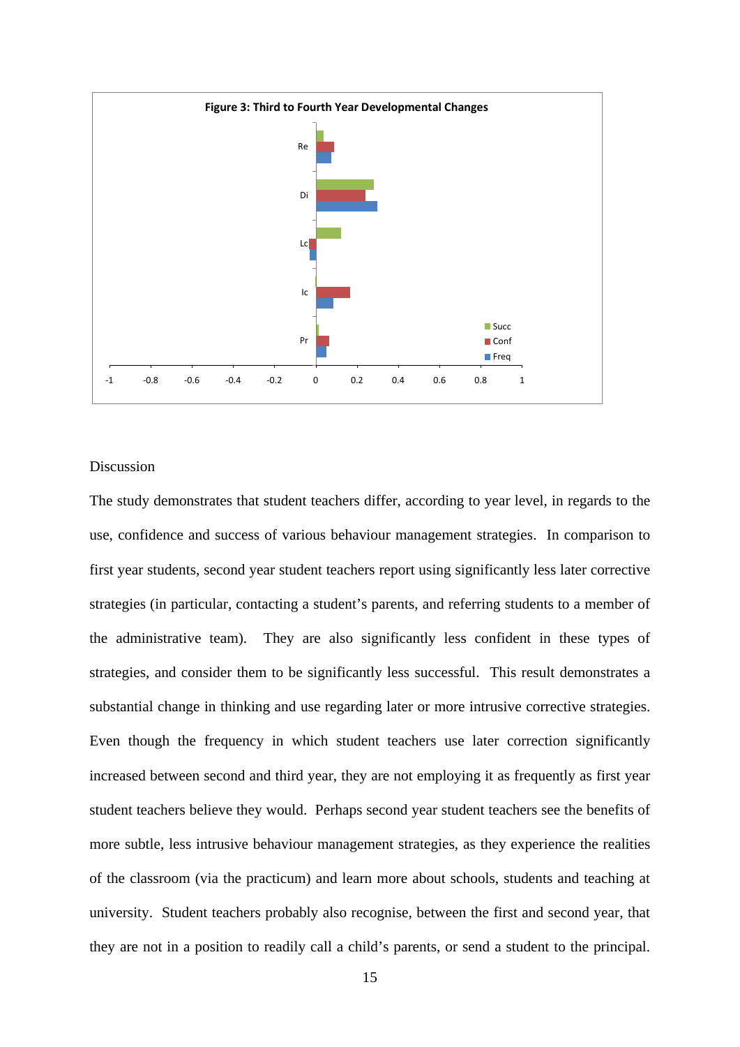**Figure 3: Third to Fourth Year Developmental Changes**

Discussion

The study demonstrates that student teachers differ, according to year level, in regards to the use, confidence and success of various behaviour management strategies. In comparison to first year students, second year student teachers report using significantly less later corrective strategies (in particular, contacting a student's parents, and referring students to a member of the administrative team). They are also significantly less confident in these types of strategies, and consider them to be significantly less successful. This result demonstrates a substantial change in thinking and use regarding later or more intrusive corrective strategies. Even though the frequency in which student teachers use later correction significantly increased between second and third year, they are not employing it as frequently as first year student teachers believe they would. Perhaps second year student teachers see the benefits of more subtle, less intrusive behaviour management strategies, as they experience the realities of the classroom (via the practicum) and learn more about schools, students and teaching at university. Student teachers probably also recognise, between the first and second year, that they are not in a position to readily call a child's parents, or send a student to the principal.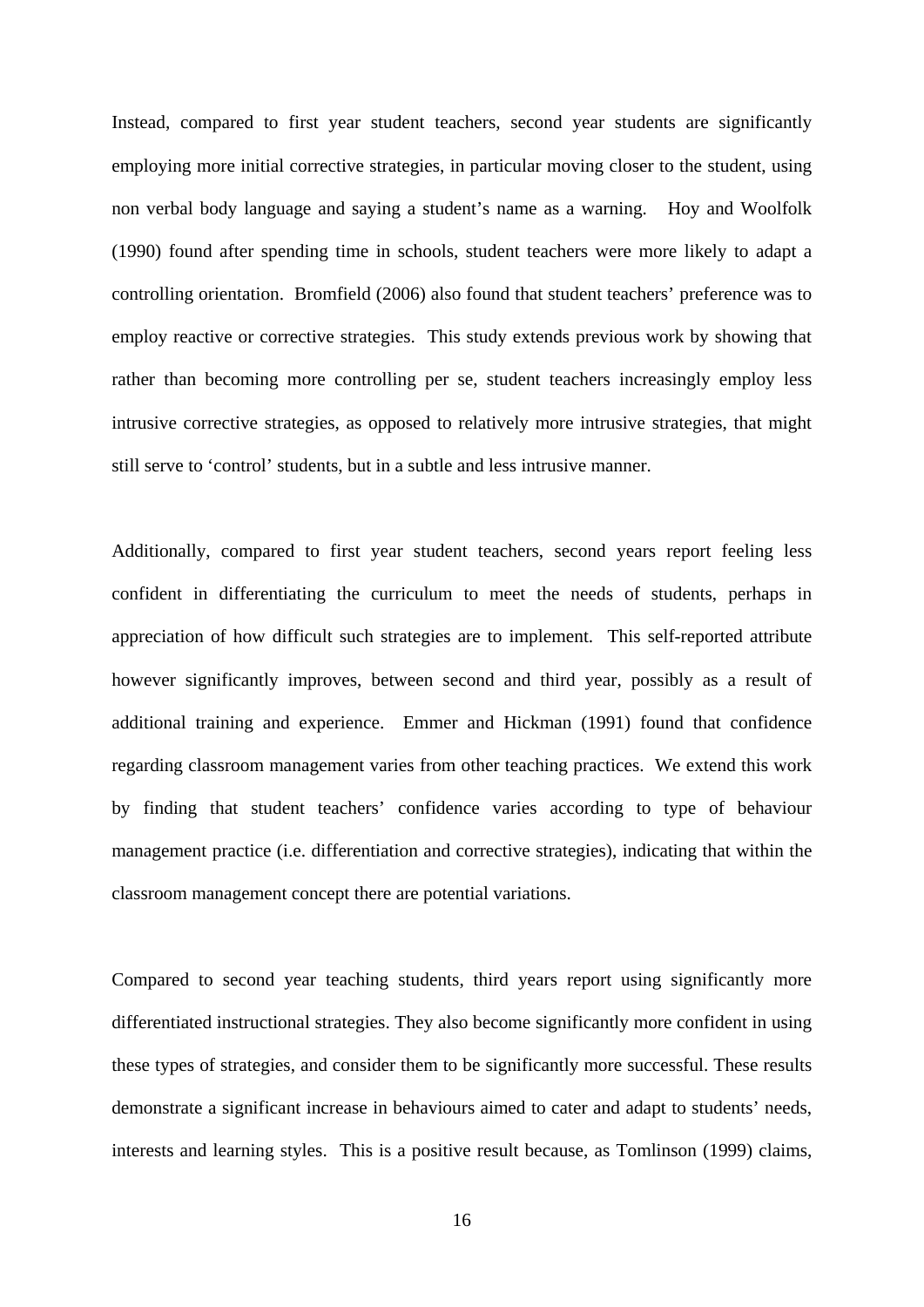Instead, compared to first year student teachers, second year students are significantly employing more initial corrective strategies, in particular moving closer to the student, using non verbal body language and saying a student's name as a warning. Hoy and Woolfolk (1990) found after spending time in schools, student teachers were more likely to adapt a controlling orientation. Bromfield (2006) also found that student teachers' preference was to employ reactive or corrective strategies. This study extends previous work by showing that rather than becoming more controlling per se, student teachers increasingly employ less intrusive corrective strategies, as opposed to relatively more intrusive strategies, that might still serve to 'control' students, but in a subtle and less intrusive manner.

Additionally, compared to first year student teachers, second years report feeling less confident in differentiating the curriculum to meet the needs of students, perhaps in appreciation of how difficult such strategies are to implement. This self-reported attribute however significantly improves, between second and third year, possibly as a result of additional training and experience. Emmer and Hickman (1991) found that confidence regarding classroom management varies from other teaching practices. We extend this work by finding that student teachers' confidence varies according to type of behaviour management practice (i.e. differentiation and corrective strategies), indicating that within the classroom management concept there are potential variations.

Compared to second year teaching students, third years report using significantly more differentiated instructional strategies. They also become significantly more confident in using these types of strategies, and consider them to be significantly more successful. These results demonstrate a significant increase in behaviours aimed to cater and adapt to students' needs, interests and learning styles. This is a positive result because, as Tomlinson (1999) claims,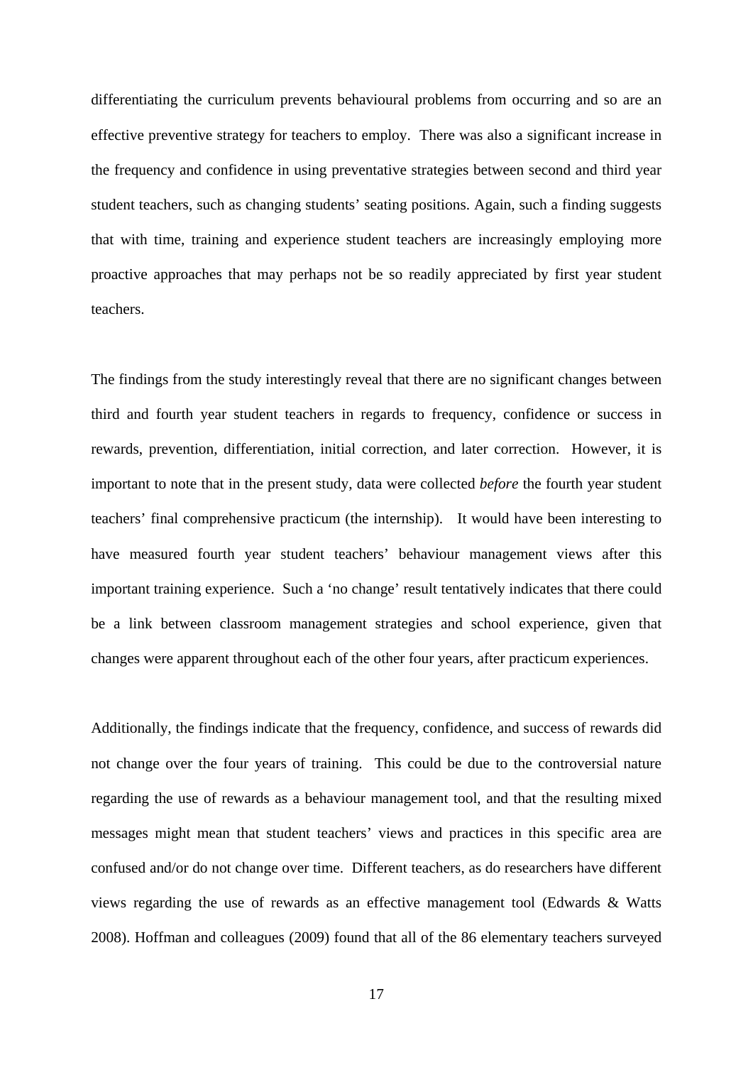differentiating the curriculum prevents behavioural problems from occurring and so are an effective preventive strategy for teachers to employ. There was also a significant increase in the frequency and confidence in using preventative strategies between second and third year student teachers, such as changing students' seating positions. Again, such a finding suggests that with time, training and experience student teachers are increasingly employing more proactive approaches that may perhaps not be so readily appreciated by first year student teachers.

The findings from the study interestingly reveal that there are no significant changes between third and fourth year student teachers in regards to frequency, confidence or success in rewards, prevention, differentiation, initial correction, and later correction. However, it is important to note that in the present study, data were collected *before* the fourth year student teachers' final comprehensive practicum (the internship). It would have been interesting to have measured fourth year student teachers' behaviour management views after this important training experience. Such a 'no change' result tentatively indicates that there could be a link between classroom management strategies and school experience, given that changes were apparent throughout each of the other four years, after practicum experiences.

Additionally, the findings indicate that the frequency, confidence, and success of rewards did not change over the four years of training. This could be due to the controversial nature regarding the use of rewards as a behaviour management tool, and that the resulting mixed messages might mean that student teachers' views and practices in this specific area are confused and/or do not change over time. Different teachers, as do researchers have different views regarding the use of rewards as an effective management tool (Edwards & Watts 2008). Hoffman and colleagues (2009) found that all of the 86 elementary teachers surveyed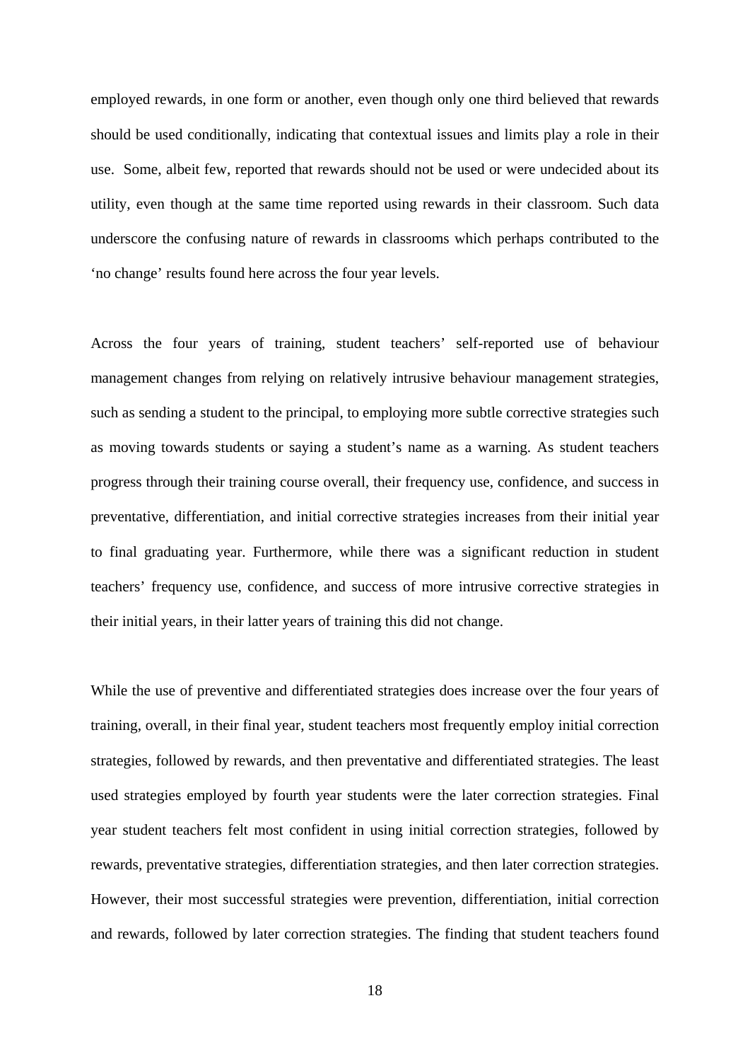employed rewards, in one form or another, even though only one third believed that rewards should be used conditionally, indicating that contextual issues and limits play a role in their use. Some, albeit few, reported that rewards should not be used or were undecided about its utility, even though at the same time reported using rewards in their classroom. Such data underscore the confusing nature of rewards in classrooms which perhaps contributed to the 'no change' results found here across the four year levels.

Across the four years of training, student teachers' self-reported use of behaviour management changes from relying on relatively intrusive behaviour management strategies, such as sending a student to the principal, to employing more subtle corrective strategies such as moving towards students or saying a student's name as a warning. As student teachers progress through their training course overall, their frequency use, confidence, and success in preventative, differentiation, and initial corrective strategies increases from their initial year to final graduating year. Furthermore, while there was a significant reduction in student teachers' frequency use, confidence, and success of more intrusive corrective strategies in their initial years, in their latter years of training this did not change.

While the use of preventive and differentiated strategies does increase over the four years of training, overall, in their final year, student teachers most frequently employ initial correction strategies, followed by rewards, and then preventative and differentiated strategies. The least used strategies employed by fourth year students were the later correction strategies. Final year student teachers felt most confident in using initial correction strategies, followed by rewards, preventative strategies, differentiation strategies, and then later correction strategies. However, their most successful strategies were prevention, differentiation, initial correction and rewards, followed by later correction strategies. The finding that student teachers found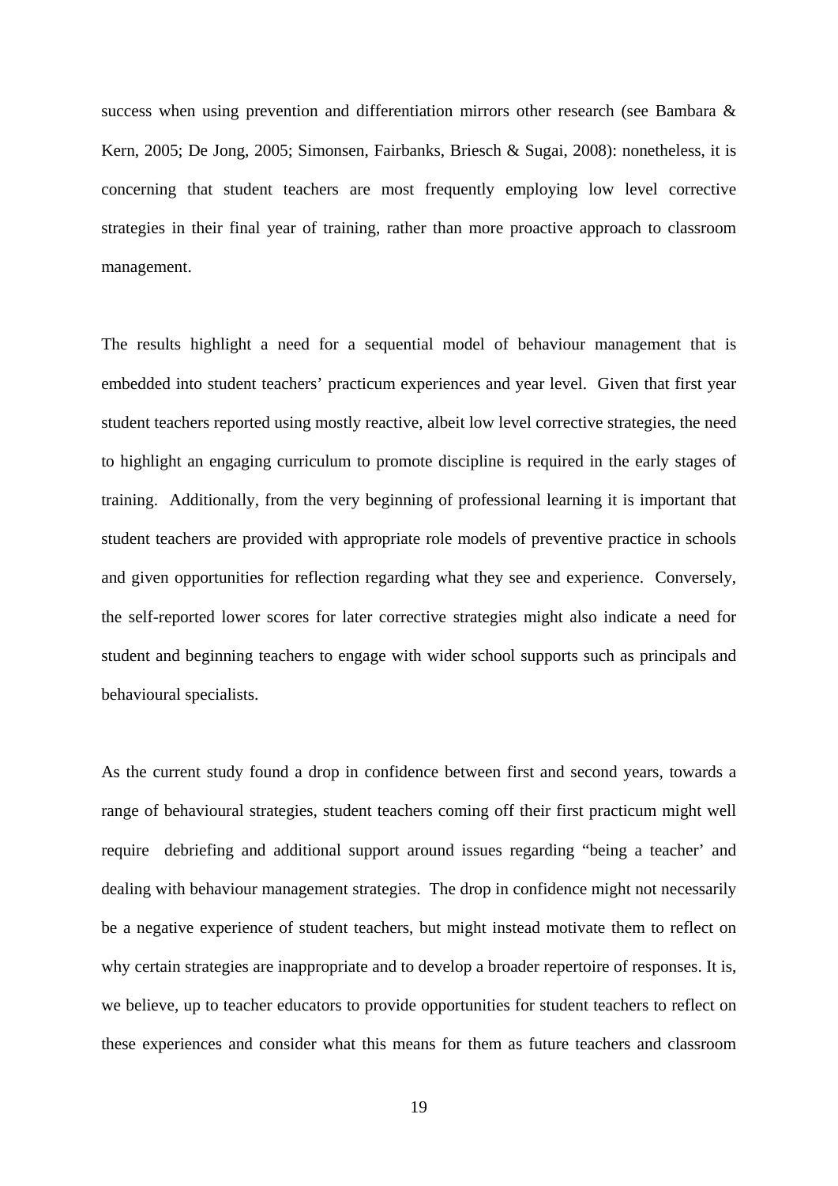success when using prevention and differentiation mirrors other research (see Bambara & Kern, 2005; De Jong, 2005; Simonsen, Fairbanks, Briesch & Sugai, 2008): nonetheless, it is concerning that student teachers are most frequently employing low level corrective strategies in their final year of training, rather than more proactive approach to classroom management.

The results highlight a need for a sequential model of behaviour management that is embedded into student teachers' practicum experiences and year level. Given that first year student teachers reported using mostly reactive, albeit low level corrective strategies, the need to highlight an engaging curriculum to promote discipline is required in the early stages of training. Additionally, from the very beginning of professional learning it is important that student teachers are provided with appropriate role models of preventive practice in schools and given opportunities for reflection regarding what they see and experience. Conversely, the self-reported lower scores for later corrective strategies might also indicate a need for student and beginning teachers to engage with wider school supports such as principals and behavioural specialists.

As the current study found a drop in confidence between first and second years, towards a range of behavioural strategies, student teachers coming off their first practicum might well require debriefing and additional support around issues regarding "being a teacher' and dealing with behaviour management strategies. The drop in confidence might not necessarily be a negative experience of student teachers, but might instead motivate them to reflect on why certain strategies are inappropriate and to develop a broader repertoire of responses. It is, we believe, up to teacher educators to provide opportunities for student teachers to reflect on these experiences and consider what this means for them as future teachers and classroom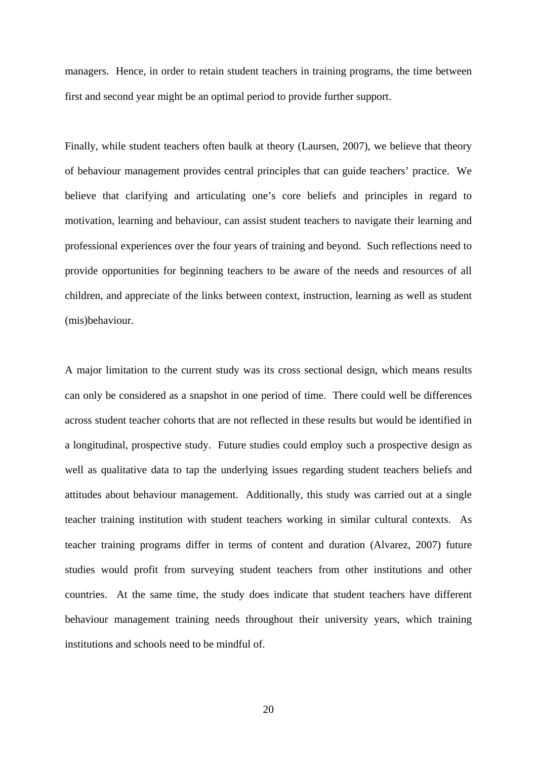managers. Hence, in order to retain student teachers in training programs, the time between first and second year might be an optimal period to provide further support.

Finally, while student teachers often baulk at theory (Laursen, 2007), we believe that theory of behaviour management provides central principles that can guide teachers' practice. We believe that clarifying and articulating one's core beliefs and principles in regard to motivation, learning and behaviour, can assist student teachers to navigate their learning and professional experiences over the four years of training and beyond. Such reflections need to provide opportunities for beginning teachers to be aware of the needs and resources of all children, and appreciate of the links between context, instruction, learning as well as student (mis)behaviour.

A major limitation to the current study was its cross sectional design, which means results can only be considered as a snapshot in one period of time. There could well be differences across student teacher cohorts that are not reflected in these results but would be identified in a longitudinal, prospective study. Future studies could employ such a prospective design as well as qualitative data to tap the underlying issues regarding student teachers beliefs and attitudes about behaviour management. Additionally, this study was carried out at a single teacher training institution with student teachers working in similar cultural contexts. As teacher training programs differ in terms of content and duration (Alvarez, 2007) future studies would profit from surveying student teachers from other institutions and other countries. At the same time, the study does indicate that student teachers have different behaviour management training needs throughout their university years, which training institutions and schools need to be mindful of.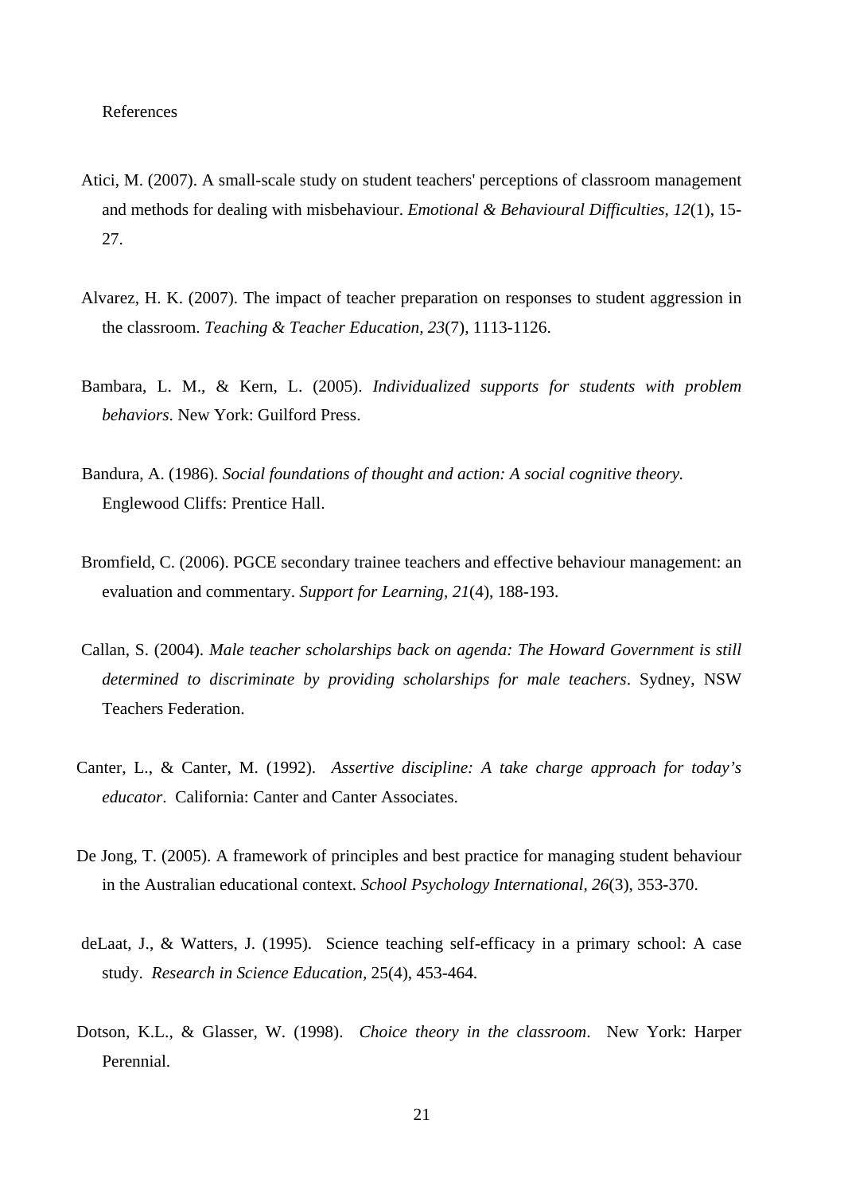# References

Atici, M. (2007). A small-scale study on student teachers' perceptions of classroom management and methods for dealing with misbehaviour. *Emotional & Behavioural Difficulties, 12*(1), 15-27.

Alvarez, H. K. (2007). The impact of teacher preparation on responses to student aggression in the classroom. *Teaching & Teacher Education, 23*(7), 1113-1126.

Bambara, L. M., & Kern, L. (2005). *Individualized supports for students with problem behaviors*. New York: Guilford Press.

Bandura, A. (1986). *Social foundations of thought and action: A social cognitive theory.* Englewood Cliffs: Prentice Hall.

Bromfield, C. (2006). PGCE secondary trainee teachers and effective behaviour management: an evaluation and commentary. *Support for Learning, 21*(4), 188-193.

Callan, S. (2004). *Male teacher scholarships back on agenda: The Howard Government is still determined to discriminate by providing scholarships for male teachers*. Sydney, NSW Teachers Federation.

Canter, L., & Canter, M. (1992). *Assertive discipline: A take charge approach for today's educator*. California: Canter and Canter Associates.

De Jong, T. (2005). A framework of principles and best practice for managing student behaviour in the Australian educational context. *School Psychology International, 26*(3), 353-370.

deLaat, J., & Watters, J. (1995). Science teaching self-efficacy in a primary school: A case study. *Research in Science Education,* 25(4), 453-464.

Dotson, K.L., & Glasser, W. (1998). *Choice theory in the classroom*. New York: Harper Perennial.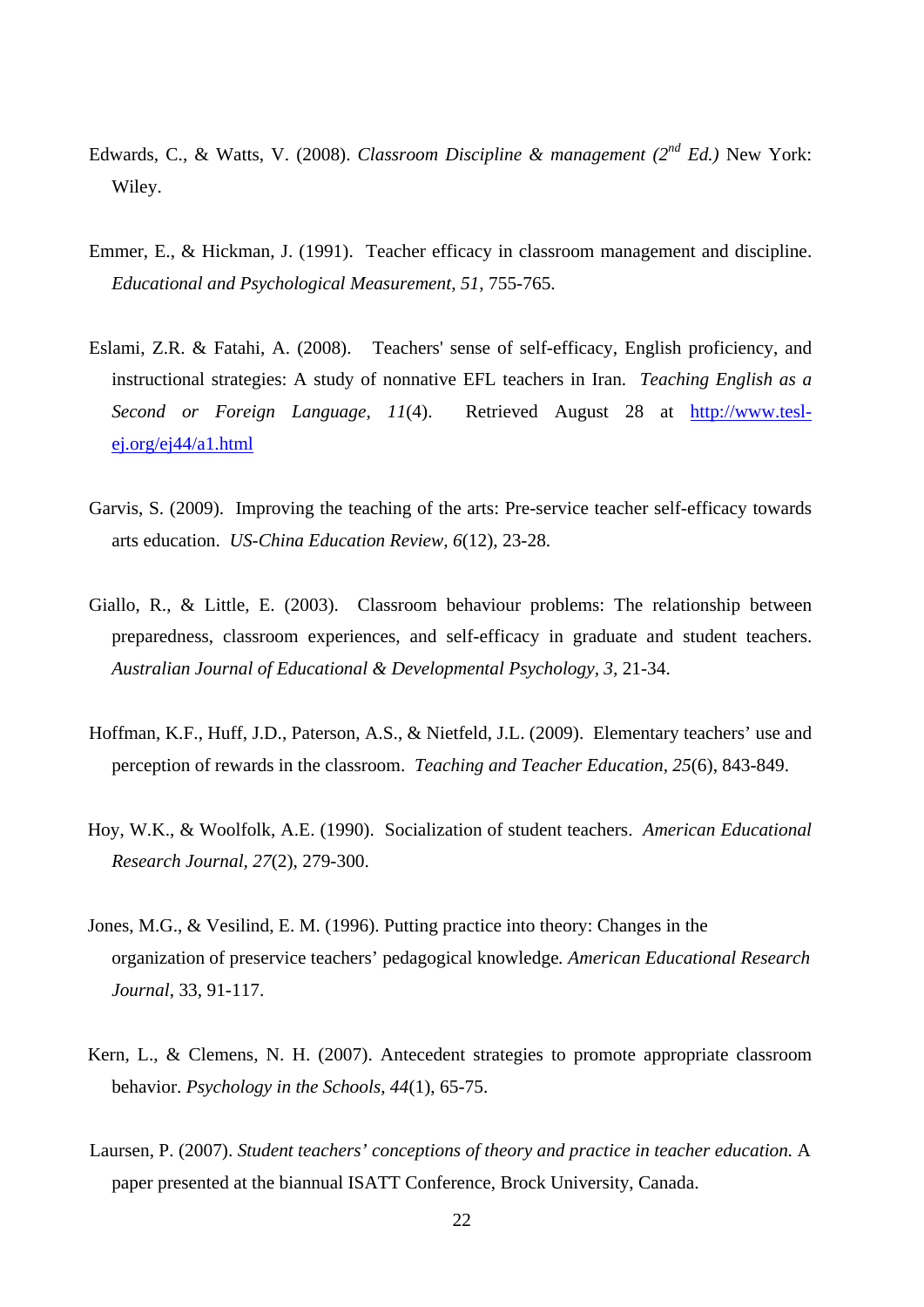Edwards, C., & Watts, V. (2008). *Classroom Discipline & management (2nd Ed.)* New York: Wiley.

Emmer, E., & Hickman, J. (1991). Teacher efficacy in classroom management and discipline. *Educational and Psychological Measurement, 51*, 755-765.

Eslami, Z.R. & Fatahi, A. (2008). Teachers' sense of self-efficacy, English proficiency, and instructional strategies: A study of nonnative EFL teachers in Iran. *Teaching English as a Second or Foreign Language, 11*(4). Retrieved August 28 at http://www.tesl-ej.org/ej44/a1.html

Garvis, S. (2009). Improving the teaching of the arts: Pre-service teacher self-efficacy towards arts education. *US-China Education Review, 6*(12), 23-28.

Giallo, R., & Little, E. (2003). Classroom behaviour problems: The relationship between preparedness, classroom experiences, and self-efficacy in graduate and student teachers. *Australian Journal of Educational & Developmental Psychology, 3*, 21-34.

Hoffman, K.F., Huff, J.D., Paterson, A.S., & Nietfeld, J.L. (2009). Elementary teachers' use and perception of rewards in the classroom. *Teaching and Teacher Education, 25*(6), 843-849.

Hoy, W.K., & Woolfolk, A.E. (1990). Socialization of student teachers. *American Educational Research Journal, 27*(2), 279-300.

Jones, M.G., & Vesilind, E. M. (1996). Putting practice into theory: Changes in the organization of preservice teachers' pedagogical knowledge. *American Educational Research Journal*, 33, 91-117.

Kern, L., & Clemens, N. H. (2007). Antecedent strategies to promote appropriate classroom behavior. *Psychology in the Schools, 44*(1), 65-75.

Laursen, P. (2007). *Student teachers' conceptions of theory and practice in teacher education.* A paper presented at the biannual ISATT Conference, Brock University, Canada.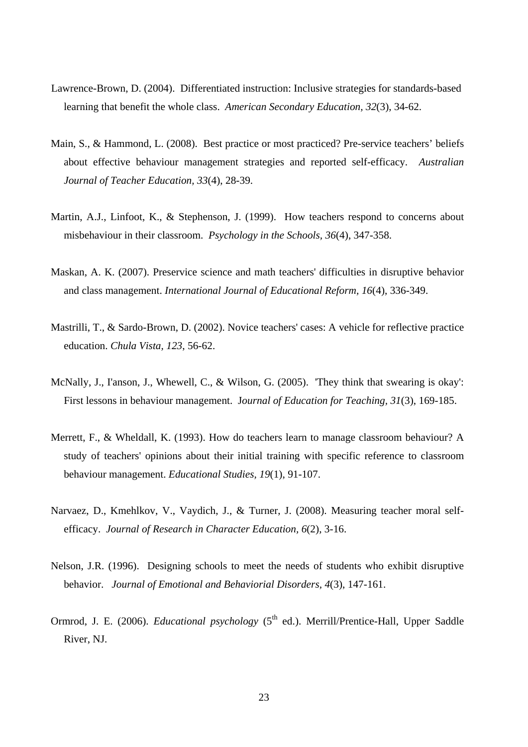Lawrence-Brown, D. (2004). Differentiated instruction: Inclusive strategies for standards-based learning that benefit the whole class. *American Secondary Education, 32*(3), 34-62.

Main, S., & Hammond, L. (2008). Best practice or most practiced? Pre-service teachers' beliefs about effective behaviour management strategies and reported self-efficacy. *Australian Journal of Teacher Education, 33*(4), 28-39.

Martin, A.J., Linfoot, K., & Stephenson, J. (1999). How teachers respond to concerns about misbehaviour in their classroom. *Psychology in the Schools, 36*(4), 347-358.

Maskan, A. K. (2007). Preservice science and math teachers' difficulties in disruptive behavior and class management. *International Journal of Educational Reform, 16*(4), 336-349.

Mastrilli, T., & Sardo-Brown, D. (2002). Novice teachers' cases: A vehicle for reflective practice education. *Chula Vista, 123*, 56-62.

McNally, J., I'anson, J., Whewell, C., & Wilson, G. (2005). 'They think that swearing is okay': First lessons in behaviour management. J*ournal of Education for Teaching, 31*(3), 169-185.

Merrett, F., & Wheldall, K. (1993). How do teachers learn to manage classroom behaviour? A study of teachers' opinions about their initial training with specific reference to classroom behaviour management. *Educational Studies, 19*(1), 91-107.

Narvaez, D., Kmehlkov, V., Vaydich, J., & Turner, J. (2008). Measuring teacher moral self-efficacy. *Journal of Research in Character Education, 6*(2), 3-16.

Nelson, J.R. (1996). Designing schools to meet the needs of students who exhibit disruptive behavior. *Journal of Emotional and Behaviorial Disorders, 4*(3), 147-161.

Ormrod, J. E. (2006). *Educational psychology* (5th ed.). Merrill/Prentice-Hall, Upper Saddle River, NJ.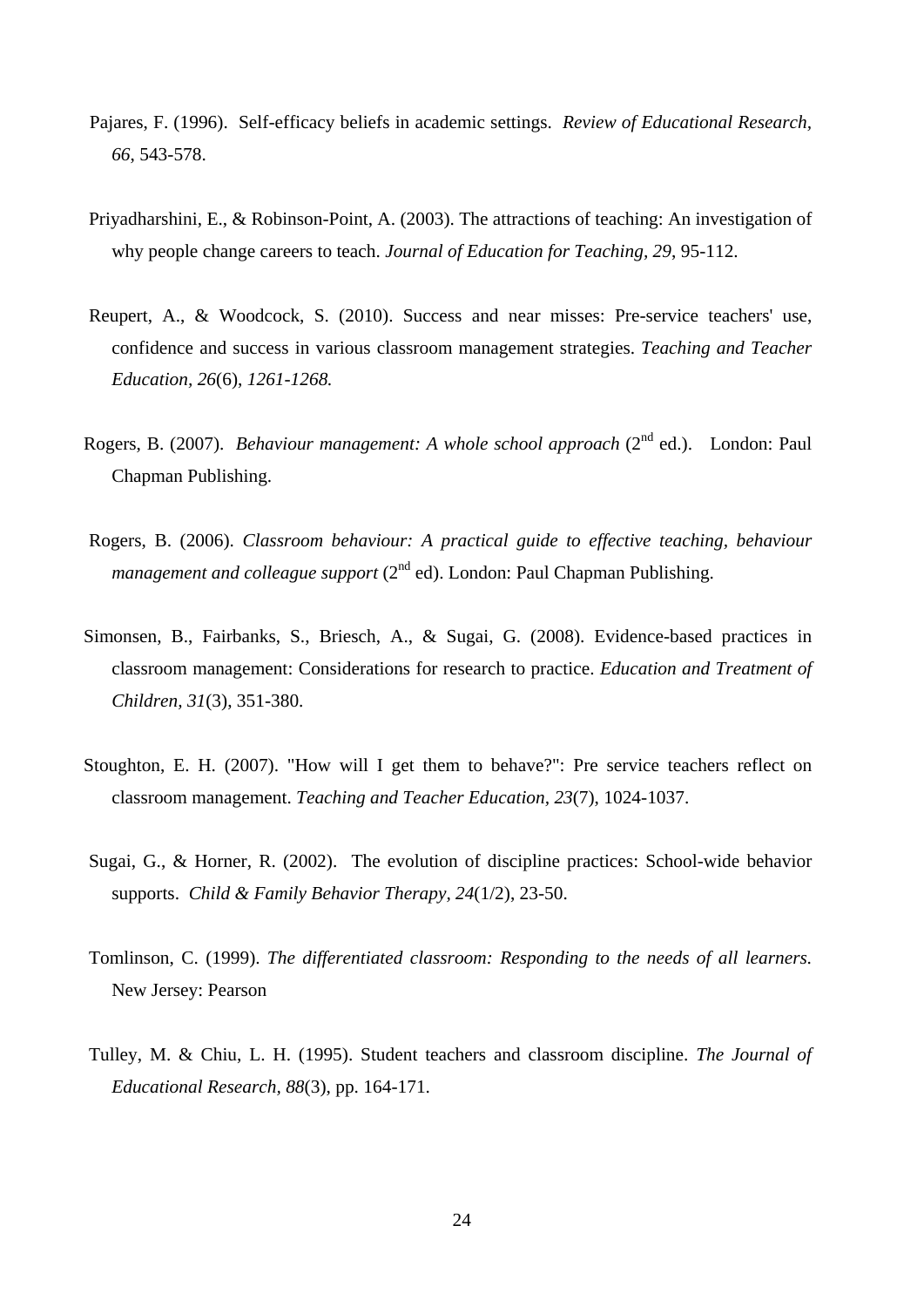Pajares, F. (1996). Self-efficacy beliefs in academic settings. *Review of Educational Research, 66*, 543-578.

Priyadharshini, E., & Robinson-Point, A. (2003). The attractions of teaching: An investigation of why people change careers to teach. *Journal of Education for Teaching, 29*, 95-112.

Reupert, A., & Woodcock, S. (2010). Success and near misses: Pre-service teachers' use, confidence and success in various classroom management strategies. *Teaching and Teacher Education, 26*(6), *1261-1268.*

Rogers, B. (2007). *Behaviour management: A whole school approach* (2nd ed.). London: Paul Chapman Publishing.

Rogers, B. (2006). *Classroom behaviour: A practical guide to effective teaching, behaviour management and colleague support* (2nd ed). London: Paul Chapman Publishing.

Simonsen, B., Fairbanks, S., Briesch, A., & Sugai, G. (2008). Evidence-based practices in classroom management: Considerations for research to practice. *Education and Treatment of Children, 31*(3), 351-380.

Stoughton, E. H. (2007). "How will I get them to behave?": Pre service teachers reflect on classroom management. *Teaching and Teacher Education, 23*(7), 1024-1037.

Sugai, G., & Horner, R. (2002). The evolution of discipline practices: School-wide behavior supports. *Child & Family Behavior Therapy, 24*(1/2), 23-50.

Tomlinson, C. (1999). *The differentiated classroom: Responding to the needs of all learners.* New Jersey: Pearson

Tulley, M. & Chiu, L. H. (1995). Student teachers and classroom discipline. *The Journal of Educational Research, 88*(3), pp. 164-171.